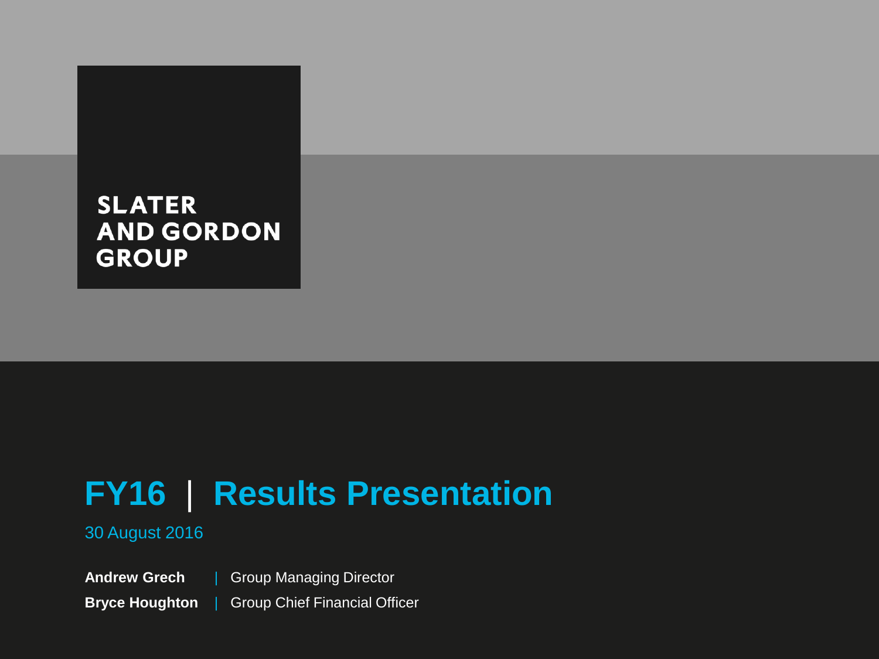SLATER AND GORDON GROUP

# FY16 | Results Presentation

30 August 2016

**Andrew Grech** | Group Managing Director

**Bryce Houghton** | Group Chief Financial Officer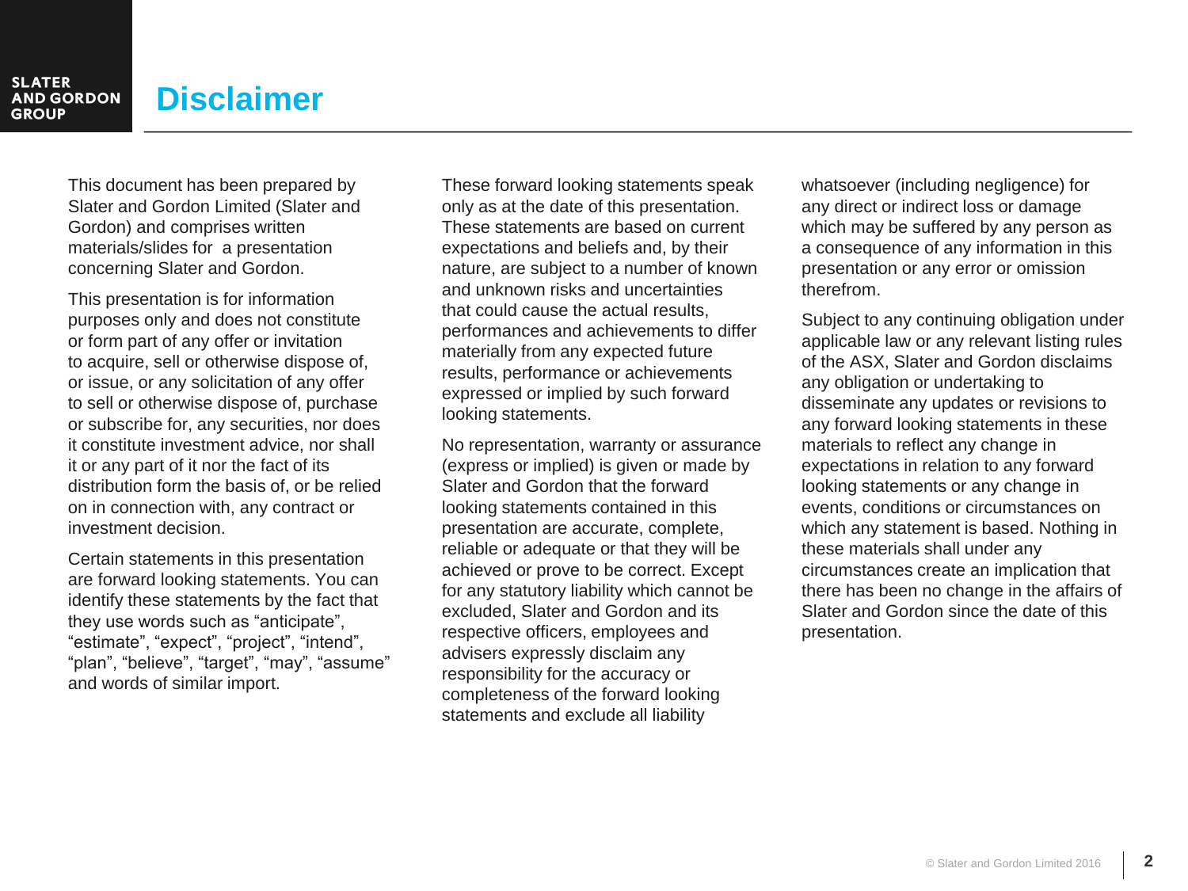# Disclaimer

This document has been prepared by Slater and Gordon Limited (Slater and Gordon) and comprises written materials/slides for a presentation concerning Slater and Gordon.

This presentation is for information purposes only and does not constitute or form part of any offer or invitation to acquire, sell or otherwise dispose of, or issue, or any solicitation of any offer to sell or otherwise dispose of, purchase or subscribe for, any securities, nor does it constitute investment advice, nor shall it or any part of it nor the fact of its distribution form the basis of, or be relied on in connection with, any contract or investment decision.

Certain statements in this presentation are forward looking statements. You can identify these statements by the fact that they use words such as "anticipate", "estimate", "expect", "project", "intend", "plan", "believe", "target", "may", "assume" and words of similar import.

These forward looking statements speak only as at the date of this presentation. These statements are based on current expectations and beliefs and, by their nature, are subject to a number of known and unknown risks and uncertainties that could cause the actual results, performances and achievements to differ materially from any expected future results, performance or achievements expressed or implied by such forward looking statements.

No representation, warranty or assurance (express or implied) is given or made by Slater and Gordon that the forward looking statements contained in this presentation are accurate, complete, reliable or adequate or that they will be achieved or prove to be correct. Except for any statutory liability which cannot be excluded, Slater and Gordon and its respective officers, employees and advisers expressly disclaim any responsibility for the accuracy or completeness of the forward looking statements and exclude all liability whatsoever (including negligence) for any direct or indirect loss or damage which may be suffered by any person as a consequence of any information in this presentation or any error or omission therefrom.

Subject to any continuing obligation under applicable law or any relevant listing rules of the ASX, Slater and Gordon disclaims any obligation or undertaking to disseminate any updates or revisions to any forward looking statements in these materials to reflect any change in expectations in relation to any forward looking statements or any change in events, conditions or circumstances on which any statement is based. Nothing in these materials shall under any circumstances create an implication that there has been no change in the affairs of Slater and Gordon since the date of this presentation.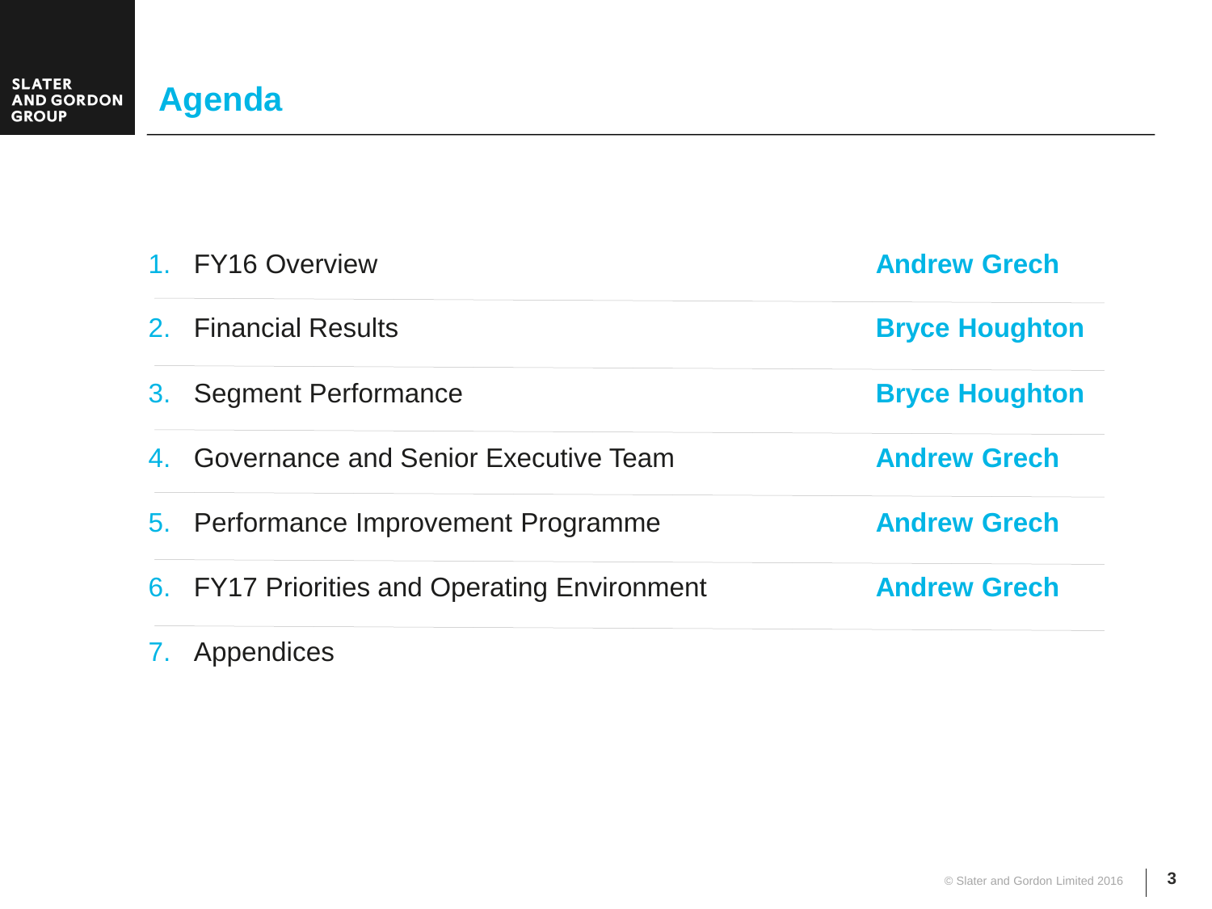# Agenda

| | Section | Presenter |
|---|---|---|
| 1. | FY16 Overview | **Andrew Grech** |
| 2. | Financial Results | **Bryce Houghton** |
| 3. | Segment Performance | **Bryce Houghton** |
| 4. | Governance and Senior Executive Team | **Andrew Grech** |
| 5. | Performance Improvement Programme | **Andrew Grech** |
| 6. | FY17 Priorities and Operating Environment | **Andrew Grech** |
| 7. | Appendices | |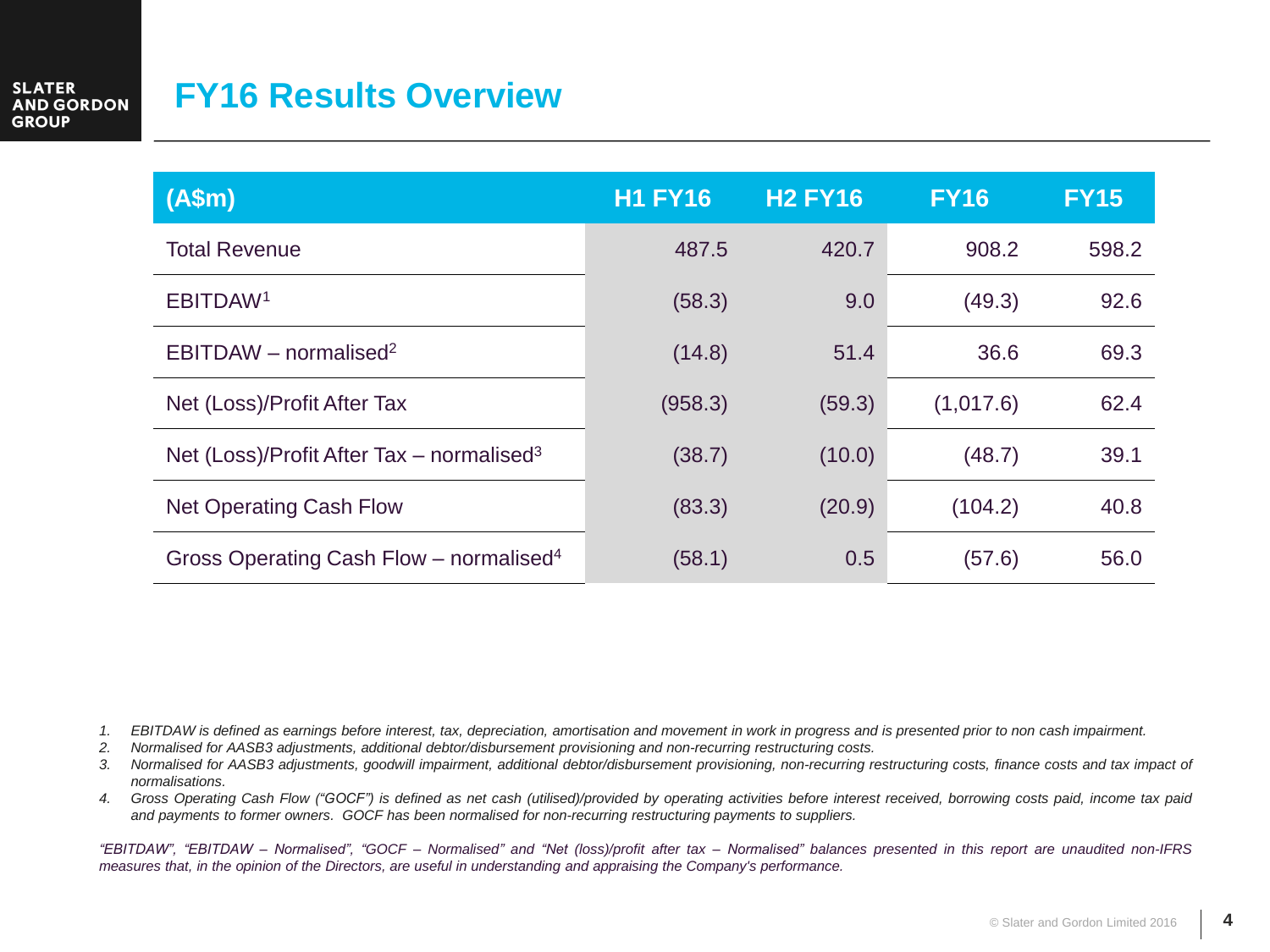# FY16 Results Overview

| (A$m) | H1 FY16 | H2 FY16 | FY16 | FY15 |
|---|---|---|---|---|
| Total Revenue | 487.5 | 420.7 | 908.2 | 598.2 |
| EBITDAW[1] | (58.3) | 9.0 | (49.3) | 92.6 |
| EBITDAW – normalised[2] | (14.8) | 51.4 | 36.6 | 69.3 |
| Net (Loss)/Profit After Tax | (958.3) | (59.3) | (1,017.6) | 62.4 |
| Net (Loss)/Profit After Tax – normalised[3] | (38.7) | (10.0) | (48.7) | 39.1 |
| Net Operating Cash Flow | (83.3) | (20.9) | (104.2) | 40.8 |
| Gross Operating Cash Flow – normalised[4] | (58.1) | 0.5 | (57.6) | 56.0 |

1. *EBITDAW is defined as earnings before interest, tax, depreciation, amortisation and movement in work in progress and is presented prior to non cash impairment.*
2. *Normalised for AASB3 adjustments, additional debtor/disbursement provisioning and non-recurring restructuring costs.*
3. *Normalised for AASB3 adjustments, goodwill impairment, additional debtor/disbursement provisioning, non-recurring restructuring costs, finance costs and tax impact of normalisations.*
4. *Gross Operating Cash Flow ("GOCF") is defined as net cash (utilised)/provided by operating activities before interest received, borrowing costs paid, income tax paid and payments to former owners. GOCF has been normalised for non-recurring restructuring payments to suppliers.*

*"EBITDAW", "EBITDAW – Normalised", "GOCF – Normalised" and "Net (loss)/profit after tax – Normalised" balances presented in this report are unaudited non-IFRS measures that, in the opinion of the Directors, are useful in understanding and appraising the Company's performance.*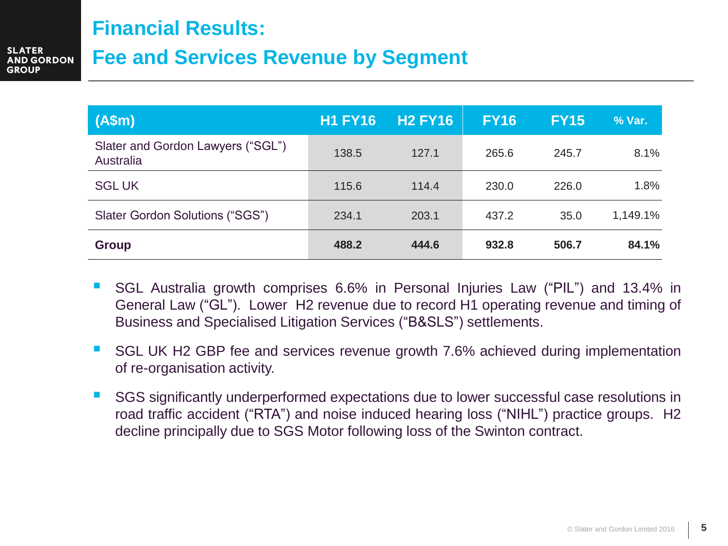# Financial Results:

## Fee and Services Revenue by Segment

| (A$m) | H1 FY16 | H2 FY16 | FY16 | FY15 | % Var. |
|---|---|---|---|---|---|
| Slater and Gordon Lawyers ("SGL") Australia | 138.5 | 127.1 | 265.6 | 245.7 | 8.1% |
| SGL UK | 115.6 | 114.4 | 230.0 | 226.0 | 1.8% |
| Slater Gordon Solutions ("SGS") | 234.1 | 203.1 | 437.2 | 35.0 | 1,149.1% |
| **Group** | **488.2** | **444.6** | **932.8** | **506.7** | **84.1%** |

- SGL Australia growth comprises 6.6% in Personal Injuries Law ("PIL") and 13.4% in General Law ("GL"). Lower H2 revenue due to record H1 operating revenue and timing of Business and Specialised Litigation Services ("B&SLS") settlements.
- SGL UK H2 GBP fee and services revenue growth 7.6% achieved during implementation of re-organisation activity.
- SGS significantly underperformed expectations due to lower successful case resolutions in road traffic accident ("RTA") and noise induced hearing loss ("NIHL") practice groups. H2 decline principally due to SGS Motor following loss of the Swinton contract.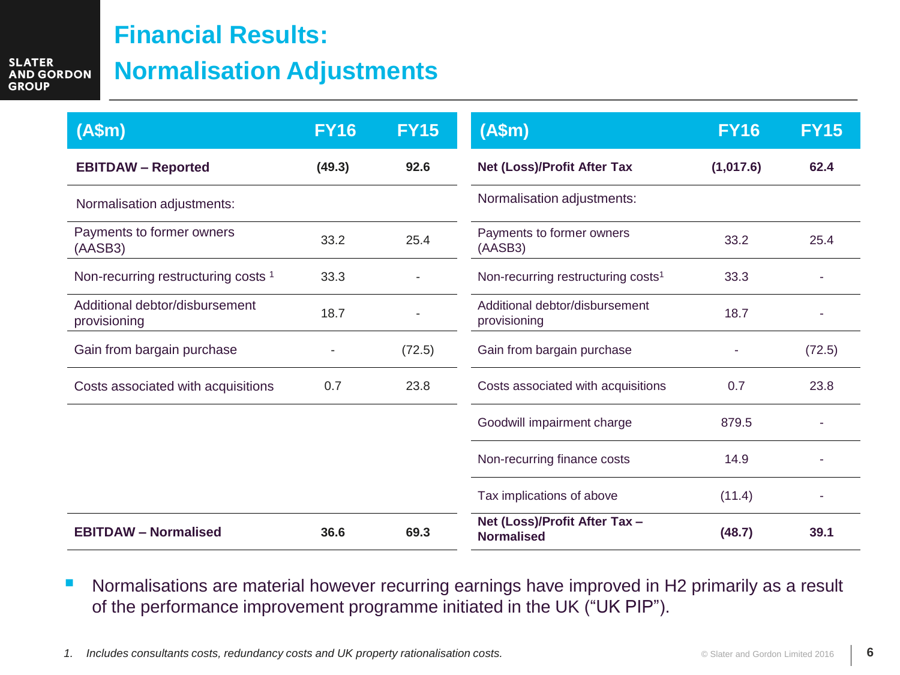# Financial Results: Normalisation Adjustments

| (A$m) | FY16 | FY15 |
|---|---|---|
| **EBITDAW – Reported** | **(49.3)** | **92.6** |
| Normalisation adjustments: | | |
| Payments to former owners (AASB3) | 33.2 | 25.4 |
| Non-recurring restructuring costs [1] | 33.3 | - |
| Additional debtor/disbursement provisioning | 18.7 | - |
| Gain from bargain purchase | - | (72.5) |
| Costs associated with acquisitions | 0.7 | 23.8 |
| **EBITDAW – Normalised** | **36.6** | **69.3** |

| (A$m) | FY16 | FY15 |
|---|---|---|
| **Net (Loss)/Profit After Tax** | **(1,017.6)** | **62.4** |
| Normalisation adjustments: | | |
| Payments to former owners (AASB3) | 33.2 | 25.4 |
| Non-recurring restructuring costs[1] | 33.3 | - |
| Additional debtor/disbursement provisioning | 18.7 | - |
| Gain from bargain purchase | - | (72.5) |
| Costs associated with acquisitions | 0.7 | 23.8 |
| Goodwill impairment charge | 879.5 | - |
| Non-recurring finance costs | 14.9 | - |
| Tax implications of above | (11.4) | - |
| **Net (Loss)/Profit After Tax – Normalised** | **(48.7)** | **39.1** |

- Normalisations are material however recurring earnings have improved in H2 primarily as a result of the performance improvement programme initiated in the UK ("UK PIP").

*1. Includes consultants costs, redundancy costs and UK property rationalisation costs.*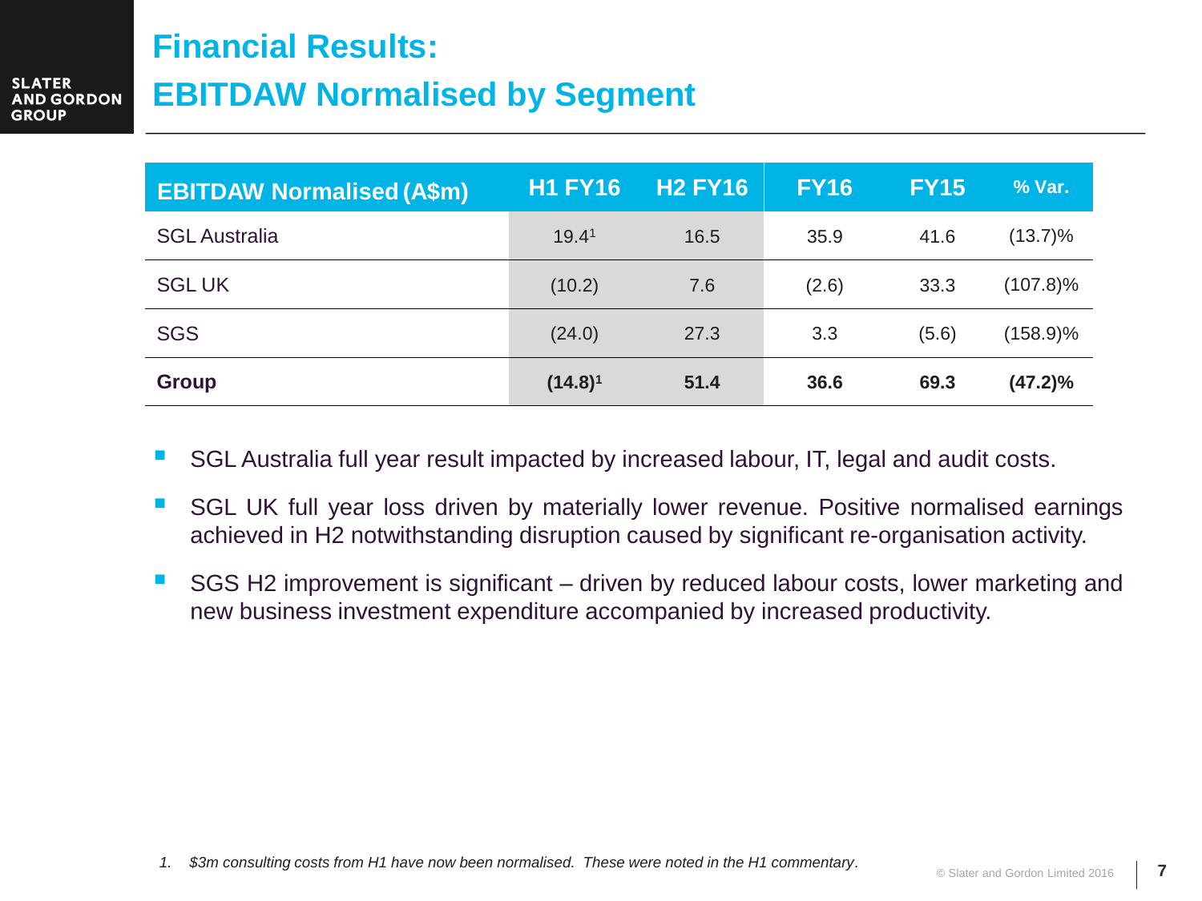# Financial Results:

## EBITDAW Normalised by Segment

| EBITDAW Normalised (A$m) | H1 FY16 | H2 FY16 | FY16 | FY15 | % Var. |
|---|---|---|---|---|---|
| SGL Australia | 19.4[1] | 16.5 | 35.9 | 41.6 | (13.7)% |
| SGL UK | (10.2) | 7.6 | (2.6) | 33.3 | (107.8)% |
| SGS | (24.0) | 27.3 | 3.3 | (5.6) | (158.9)% |
| **Group** | **(14.8)[1]** | **51.4** | **36.6** | **69.3** | **(47.2)%** |

- SGL Australia full year result impacted by increased labour, IT, legal and audit costs.
- SGL UK full year loss driven by materially lower revenue. Positive normalised earnings achieved in H2 notwithstanding disruption caused by significant re-organisation activity.
- SGS H2 improvement is significant – driven by reduced labour costs, lower marketing and new business investment expenditure accompanied by increased productivity.

*1. $3m consulting costs from H1 have now been normalised. These were noted in the H1 commentary.*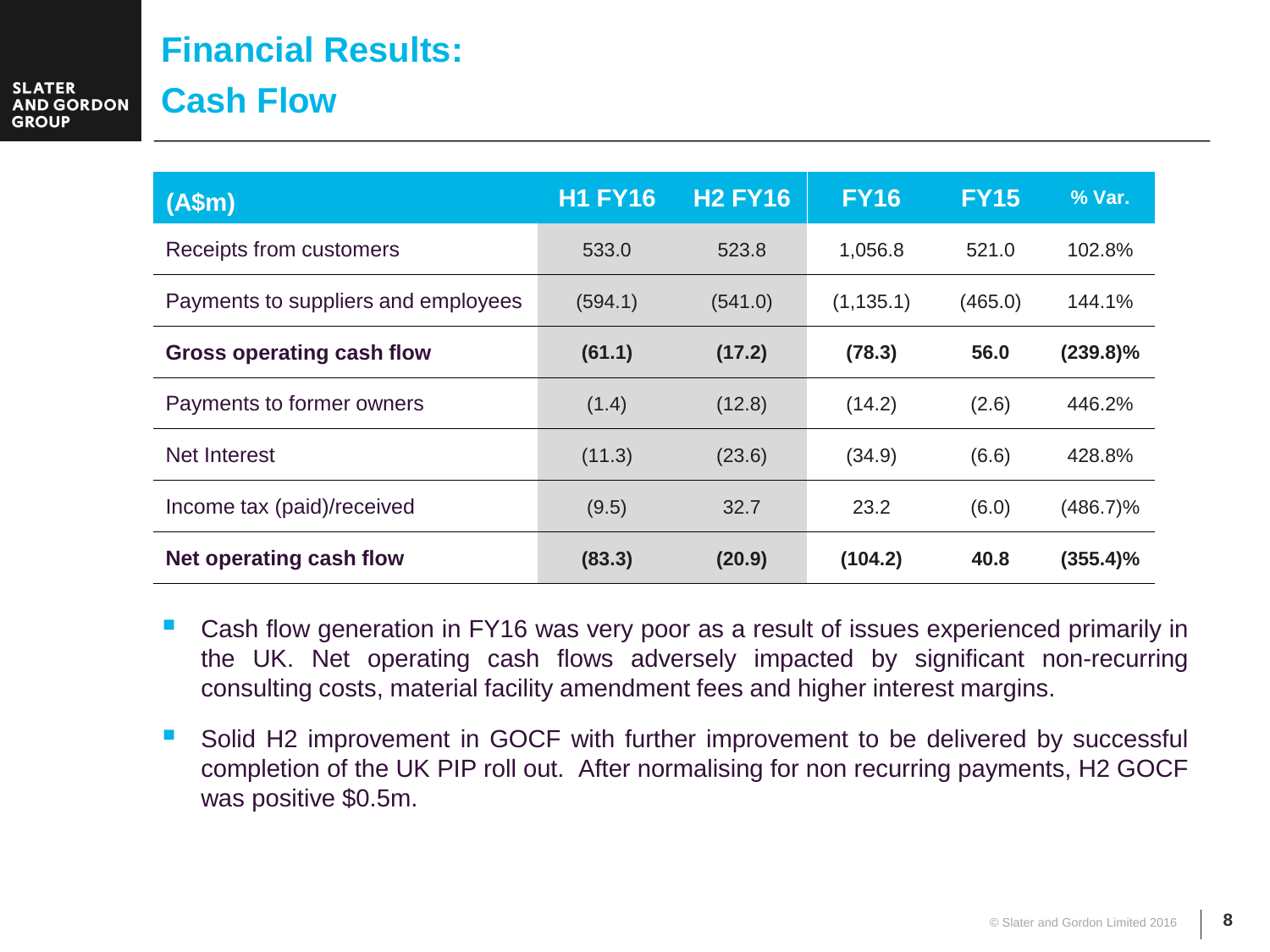# Financial Results: Cash Flow

| (A$m) | H1 FY16 | H2 FY16 | FY16 | FY15 | % Var. |
|---|---|---|---|---|---|
| Receipts from customers | 533.0 | 523.8 | 1,056.8 | 521.0 | 102.8% |
| Payments to suppliers and employees | (594.1) | (541.0) | (1,135.1) | (465.0) | 144.1% |
| **Gross operating cash flow** | **(61.1)** | **(17.2)** | **(78.3)** | **56.0** | **(239.8)%** |
| Payments to former owners | (1.4) | (12.8) | (14.2) | (2.6) | 446.2% |
| Net Interest | (11.3) | (23.6) | (34.9) | (6.6) | 428.8% |
| Income tax (paid)/received | (9.5) | 32.7 | 23.2 | (6.0) | (486.7)% |
| **Net operating cash flow** | **(83.3)** | **(20.9)** | **(104.2)** | **40.8** | **(355.4)%** |

- Cash flow generation in FY16 was very poor as a result of issues experienced primarily in the UK. Net operating cash flows adversely impacted by significant non-recurring consulting costs, material facility amendment fees and higher interest margins.
- Solid H2 improvement in GOCF with further improvement to be delivered by successful completion of the UK PIP roll out. After normalising for non recurring payments, H2 GOCF was positive $0.5m.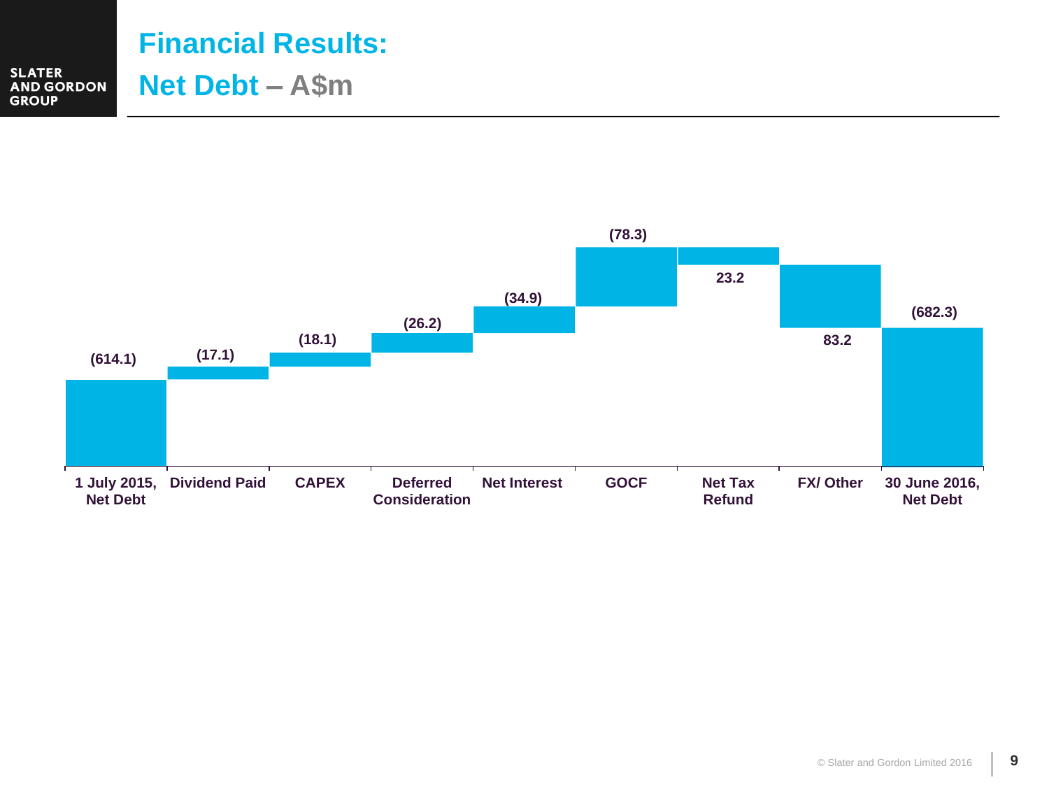# Financial Results:

## Net Debt – A$m

| | 1 July 2015, Net Debt | Dividend Paid | CAPEX | Deferred Consideration | Net Interest | GOCF | Net Tax Refund | FX/ Other | 30 June 2016, Net Debt |
|---|---|---|---|---|---|---|---|---|---|
| A$m | (614.1) | (17.1) | (18.1) | (26.2) | (34.9) | (78.3) | 23.2 | 83.2 | (682.3) |

© Slater and Gordon Limited 2016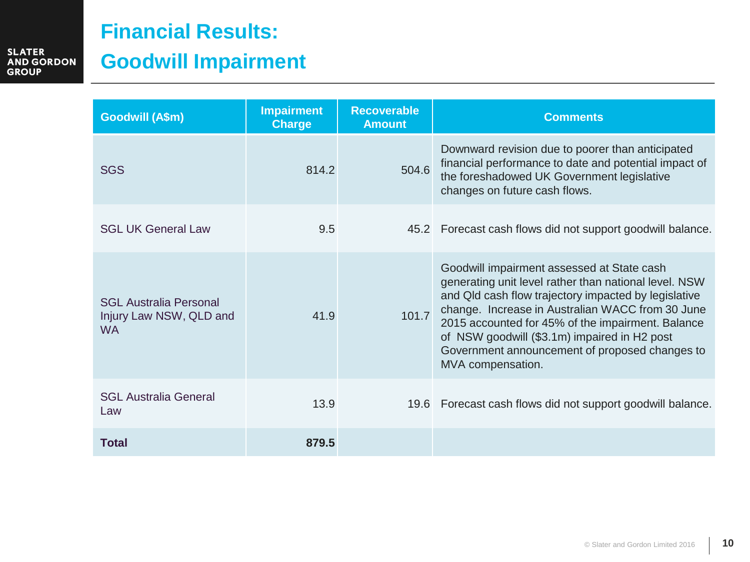# Financial Results: Goodwill Impairment

| Goodwill (A$m) | Impairment Charge | Recoverable Amount | Comments |
|---|---|---|---|
| SGS | 814.2 | 504.6 | Downward revision due to poorer than anticipated financial performance to date and potential impact of the foreshadowed UK Government legislative changes on future cash flows. |
| SGL UK General Law | 9.5 | 45.2 | Forecast cash flows did not support goodwill balance. |
| SGL Australia Personal Injury Law NSW, QLD and WA | 41.9 | 101.7 | Goodwill impairment assessed at State cash generating unit level rather than national level. NSW and Qld cash flow trajectory impacted by legislative change. Increase in Australian WACC from 30 June 2015 accounted for 45% of the impairment. Balance of NSW goodwill ($3.1m) impaired in H2 post Government announcement of proposed changes to MVA compensation. |
| SGL Australia General Law | 13.9 | 19.6 | Forecast cash flows did not support goodwill balance. |
| **Total** | **879.5** | | |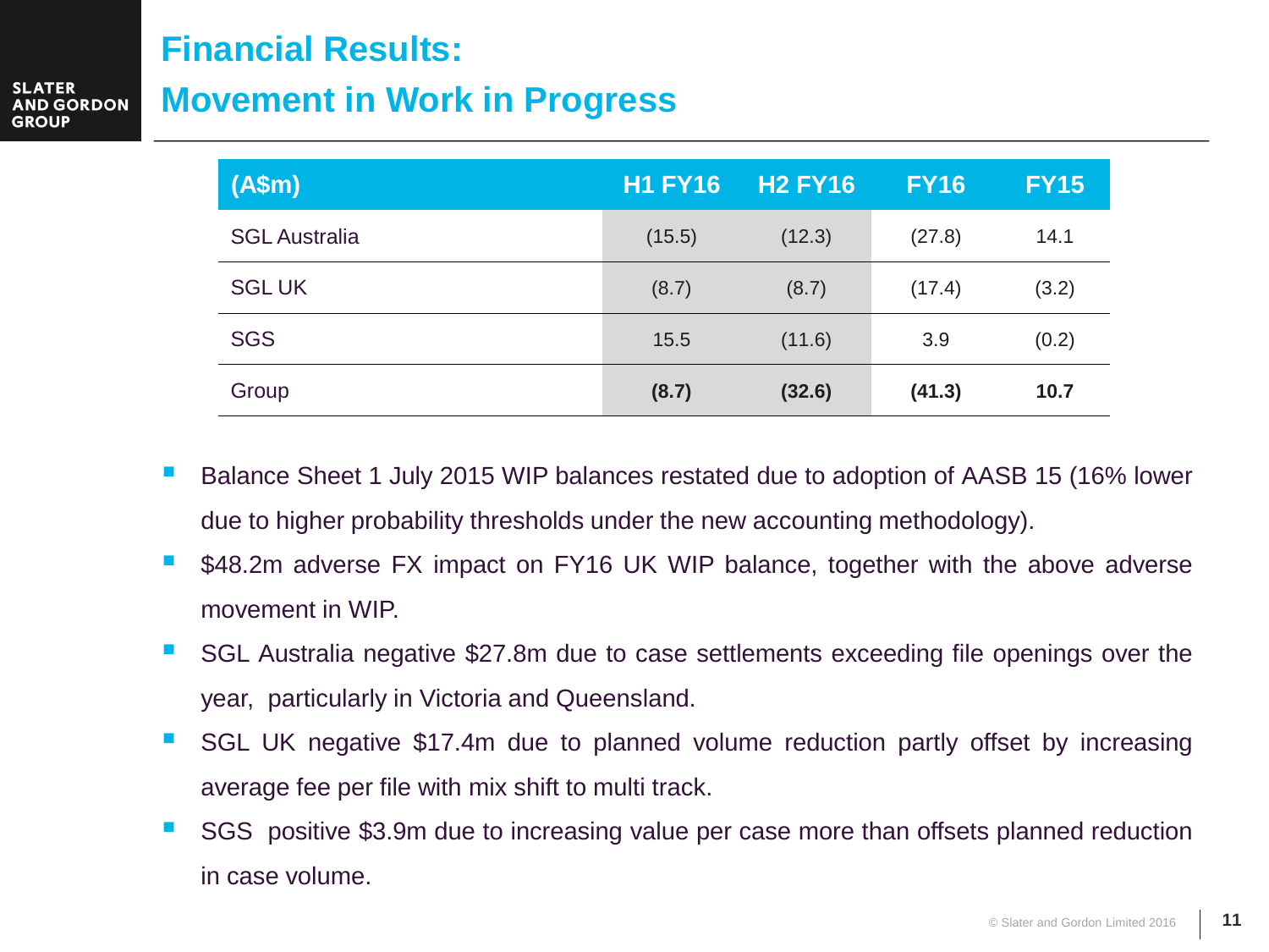# Financial Results:
## Movement in Work in Progress

| (A$m) | H1 FY16 | H2 FY16 | FY16 | FY15 |
|---|---|---|---|---|
| SGL Australia | (15.5) | (12.3) | (27.8) | 14.1 |
| SGL UK | (8.7) | (8.7) | (17.4) | (3.2) |
| SGS | 15.5 | (11.6) | 3.9 | (0.2) |
| Group | **(8.7)** | **(32.6)** | **(41.3)** | **10.7** |

- Balance Sheet 1 July 2015 WIP balances restated due to adoption of AASB 15 (16% lower due to higher probability thresholds under the new accounting methodology).
- $48.2m adverse FX impact on FY16 UK WIP balance, together with the above adverse movement in WIP.
- SGL Australia negative $27.8m due to case settlements exceeding file openings over the year, particularly in Victoria and Queensland.
- SGL UK negative $17.4m due to planned volume reduction partly offset by increasing average fee per file with mix shift to multi track.
- SGS positive $3.9m due to increasing value per case more than offsets planned reduction in case volume.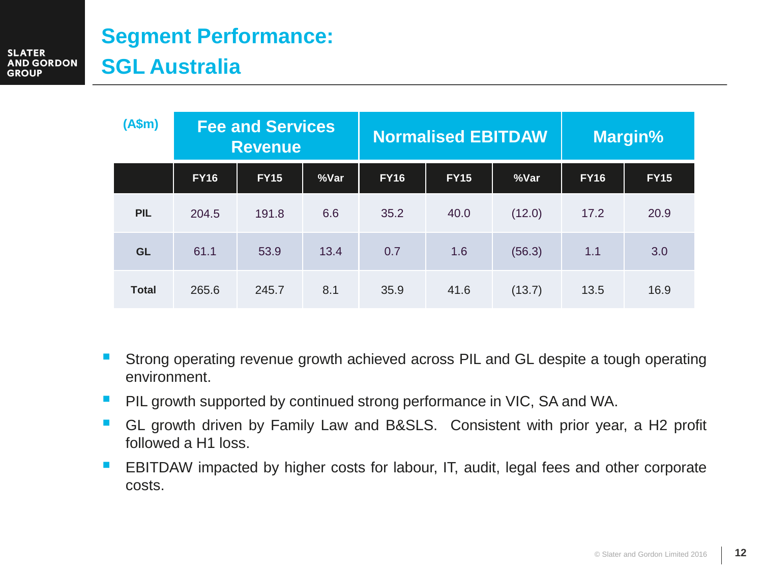# Segment Performance: SGL Australia

| (A$m) | Fee and Services Revenue | | | Normalised EBITDAW | | | Margin% | |
|---|---|---|---|---|---|---|---|---|
| | FY16 | FY15 | %Var | FY16 | FY15 | %Var | FY16 | FY15 |
| PIL | 204.5 | 191.8 | 6.6 | 35.2 | 40.0 | (12.0) | 17.2 | 20.9 |
| GL | 61.1 | 53.9 | 13.4 | 0.7 | 1.6 | (56.3) | 1.1 | 3.0 |
| Total | 265.6 | 245.7 | 8.1 | 35.9 | 41.6 | (13.7) | 13.5 | 16.9 |

- Strong operating revenue growth achieved across PIL and GL despite a tough operating environment.
- PIL growth supported by continued strong performance in VIC, SA and WA.
- GL growth driven by Family Law and B&SLS. Consistent with prior year, a H2 profit followed a H1 loss.
- EBITDAW impacted by higher costs for labour, IT, audit, legal fees and other corporate costs.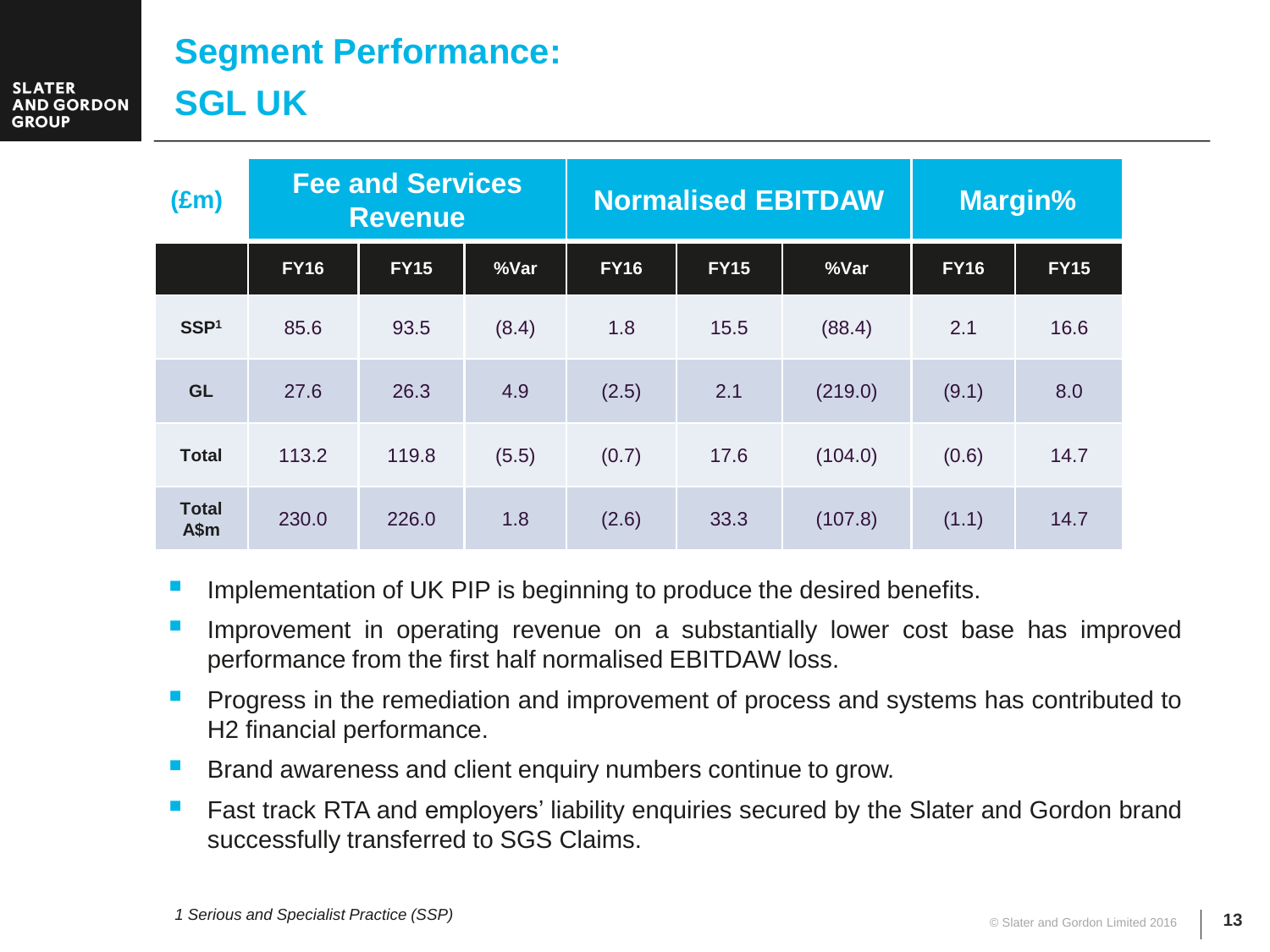# Segment Performance:
# SGL UK

| (£m) | Fee and Services Revenue | | | Normalised EBITDAW | | | Margin% | |
|---|---|---|---|---|---|---|---|---|
| | FY16 | FY15 | %Var | FY16 | FY15 | %Var | FY16 | FY15 |
| SSP[1] | 85.6 | 93.5 | (8.4) | 1.8 | 15.5 | (88.4) | 2.1 | 16.6 |
| GL | 27.6 | 26.3 | 4.9 | (2.5) | 2.1 | (219.0) | (9.1) | 8.0 |
| Total | 113.2 | 119.8 | (5.5) | (0.7) | 17.6 | (104.0) | (0.6) | 14.7 |
| Total A$m | 230.0 | 226.0 | 1.8 | (2.6) | 33.3 | (107.8) | (1.1) | 14.7 |

- Implementation of UK PIP is beginning to produce the desired benefits.
- Improvement in operating revenue on a substantially lower cost base has improved performance from the first half normalised EBITDAW loss.
- Progress in the remediation and improvement of process and systems has contributed to H2 financial performance.
- Brand awareness and client enquiry numbers continue to grow.
- Fast track RTA and employers' liability enquiries secured by the Slater and Gordon brand successfully transferred to SGS Claims.

*1 Serious and Specialist Practice (SSP)*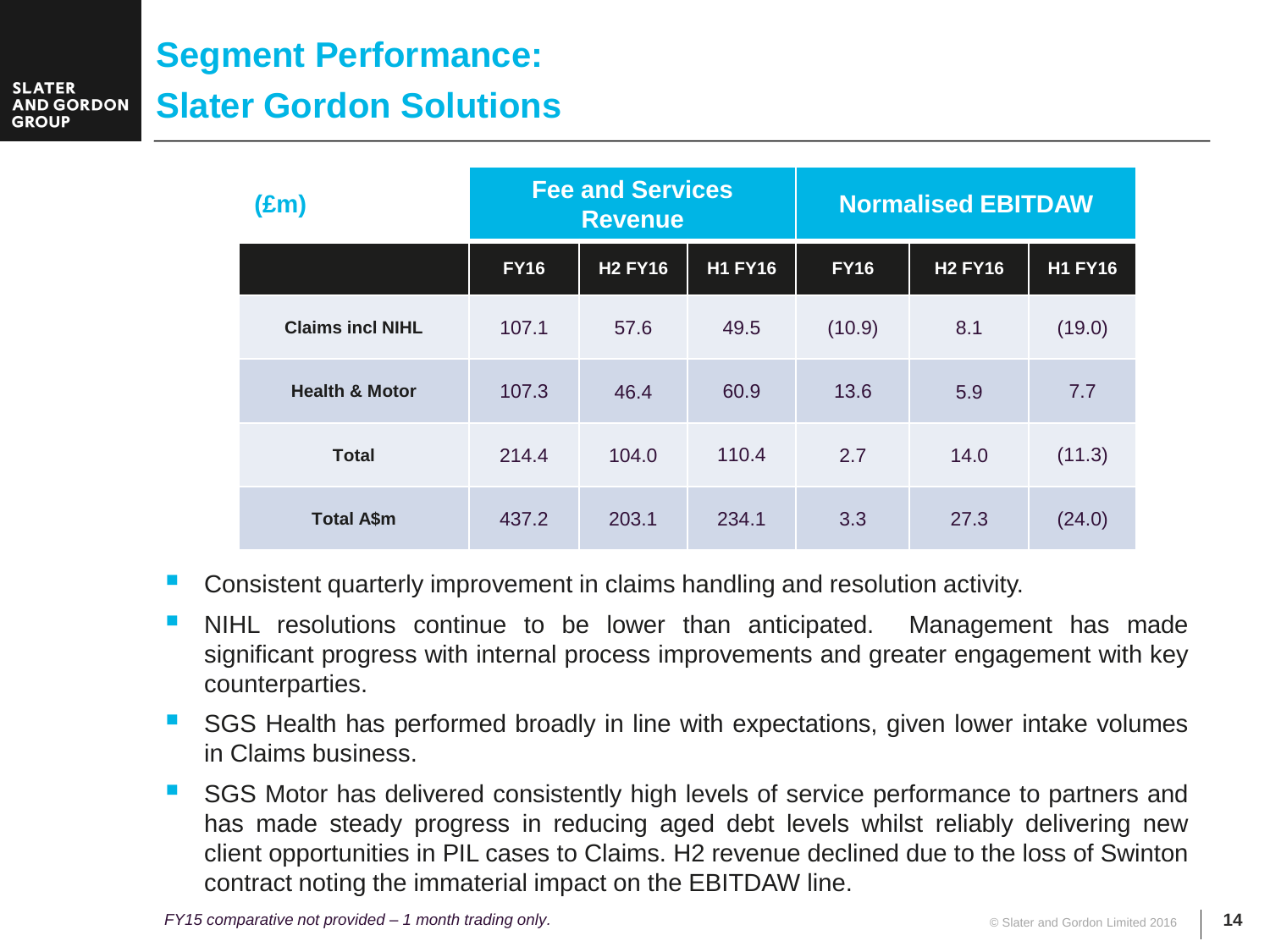# Segment Performance: Slater Gordon Solutions

| (£m) | Fee and Services Revenue | | | Normalised EBITDAW | | |
|---|---|---|---|---|---|---|
| | FY16 | H2 FY16 | H1 FY16 | FY16 | H2 FY16 | H1 FY16 |
| **Claims incl NIHL** | 107.1 | 57.6 | 49.5 | (10.9) | 8.1 | (19.0) |
| **Health & Motor** | 107.3 | 46.4 | 60.9 | 13.6 | 5.9 | 7.7 |
| **Total** | 214.4 | 104.0 | 110.4 | 2.7 | 14.0 | (11.3) |
| **Total A$m** | 437.2 | 203.1 | 234.1 | 3.3 | 27.3 | (24.0) |

- Consistent quarterly improvement in claims handling and resolution activity.
- NIHL resolutions continue to be lower than anticipated. Management has made significant progress with internal process improvements and greater engagement with key counterparties.
- SGS Health has performed broadly in line with expectations, given lower intake volumes in Claims business.
- SGS Motor has delivered consistently high levels of service performance to partners and has made steady progress in reducing aged debt levels whilst reliably delivering new client opportunities in PIL cases to Claims. H2 revenue declined due to the loss of Swinton contract noting the immaterial impact on the EBITDAW line.

*FY15 comparative not provided – 1 month trading only.*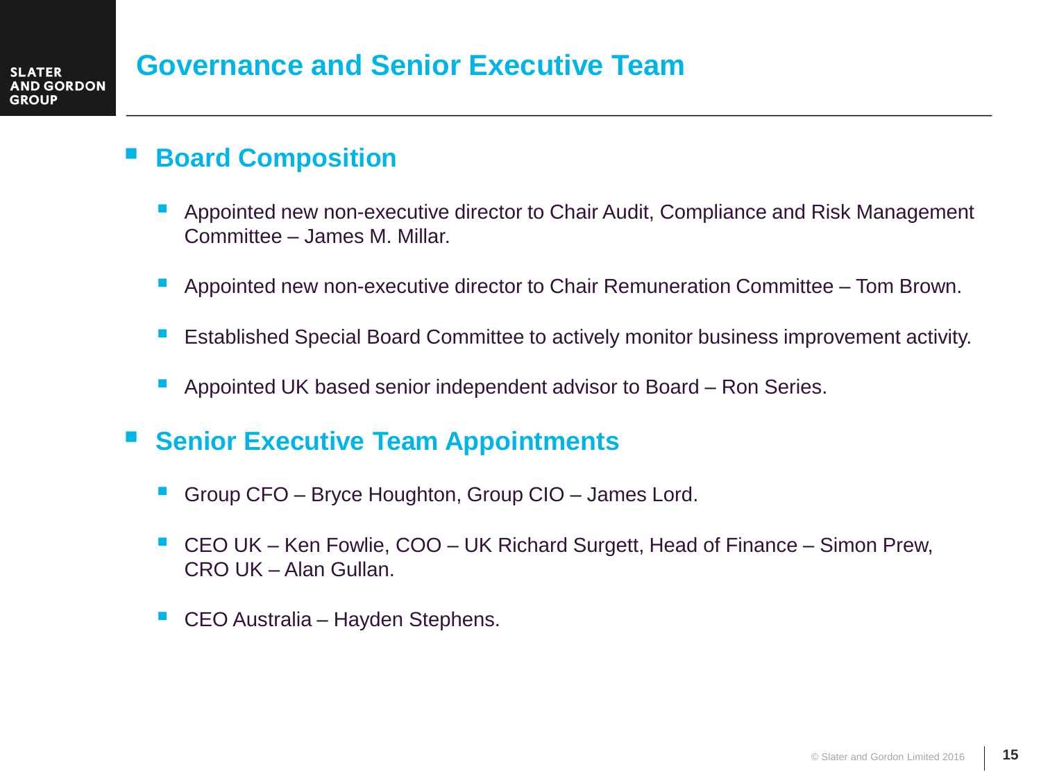# Governance and Senior Executive Team

## Board Composition

- Appointed new non-executive director to Chair Audit, Compliance and Risk Management Committee – James M. Millar.
- Appointed new non-executive director to Chair Remuneration Committee – Tom Brown.
- Established Special Board Committee to actively monitor business improvement activity.
- Appointed UK based senior independent advisor to Board – Ron Series.

## Senior Executive Team Appointments

- Group CFO – Bryce Houghton, Group CIO – James Lord.
- CEO UK – Ken Fowlie, COO – UK Richard Surgett, Head of Finance – Simon Prew, CRO UK – Alan Gullan.
- CEO Australia – Hayden Stephens.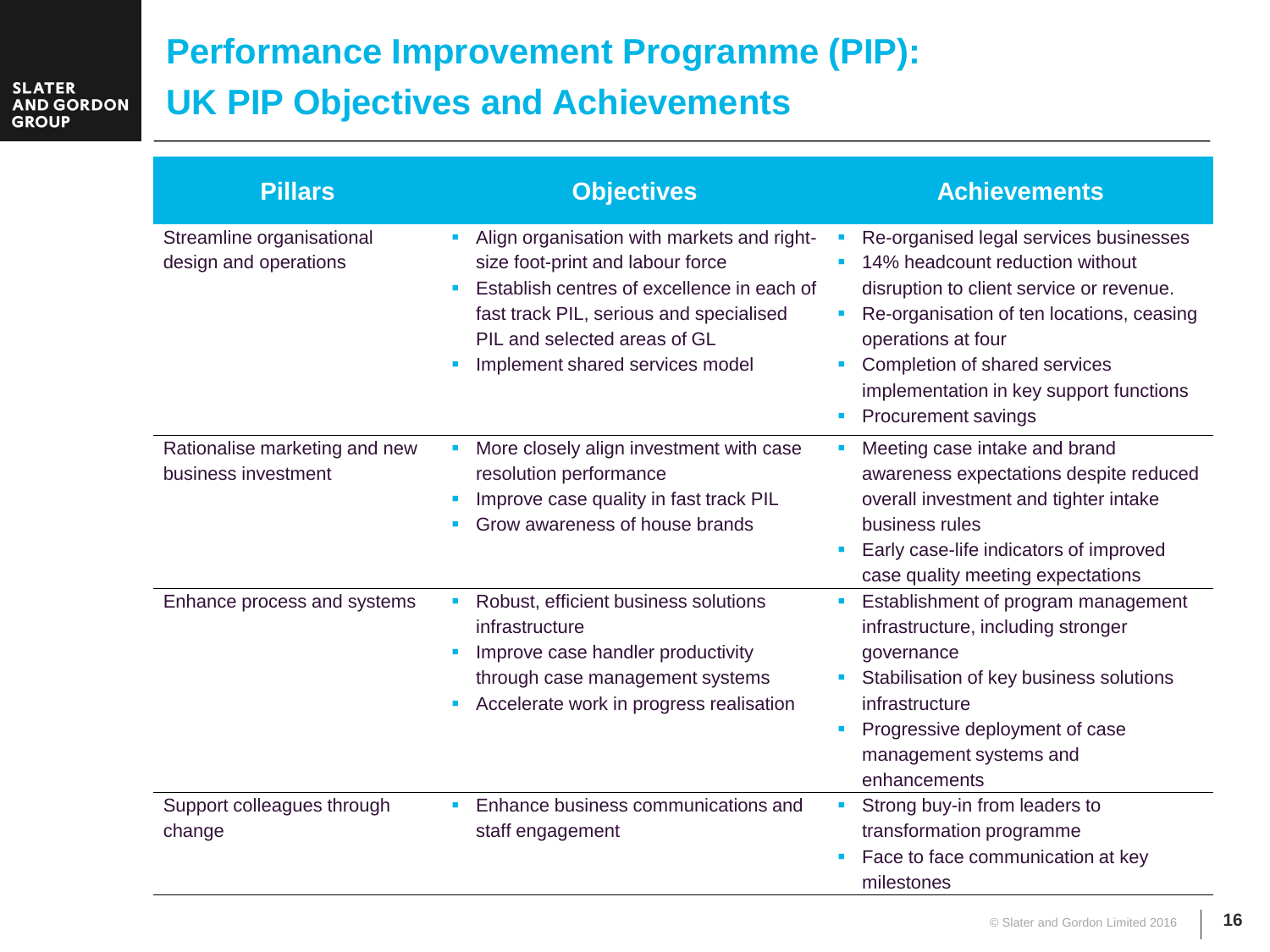# Performance Improvement Programme (PIP): UK PIP Objectives and Achievements

| Pillars | Objectives | Achievements |
|---|---|---|
| Streamline organisational design and operations | ▪ Align organisation with markets and right-size foot-print and labour force<br>▪ Establish centres of excellence in each of fast track PIL, serious and specialised PIL and selected areas of GL<br>▪ Implement shared services model | ▪ Re-organised legal services businesses<br>▪ 14% headcount reduction without disruption to client service or revenue.<br>▪ Re-organisation of ten locations, ceasing operations at four<br>▪ Completion of shared services implementation in key support functions<br>▪ Procurement savings |
| Rationalise marketing and new business investment | ▪ More closely align investment with case resolution performance<br>▪ Improve case quality in fast track PIL<br>▪ Grow awareness of house brands | ▪ Meeting case intake and brand awareness expectations despite reduced overall investment and tighter intake business rules<br>▪ Early case-life indicators of improved case quality meeting expectations |
| Enhance process and systems | ▪ Robust, efficient business solutions infrastructure<br>▪ Improve case handler productivity through case management systems<br>▪ Accelerate work in progress realisation | ▪ Establishment of program management infrastructure, including stronger governance<br>▪ Stabilisation of key business solutions infrastructure<br>▪ Progressive deployment of case management systems and enhancements |
| Support colleagues through change | ▪ Enhance business communications and staff engagement | ▪ Strong buy-in from leaders to transformation programme<br>▪ Face to face communication at key milestones |

© Slater and Gordon Limited 2016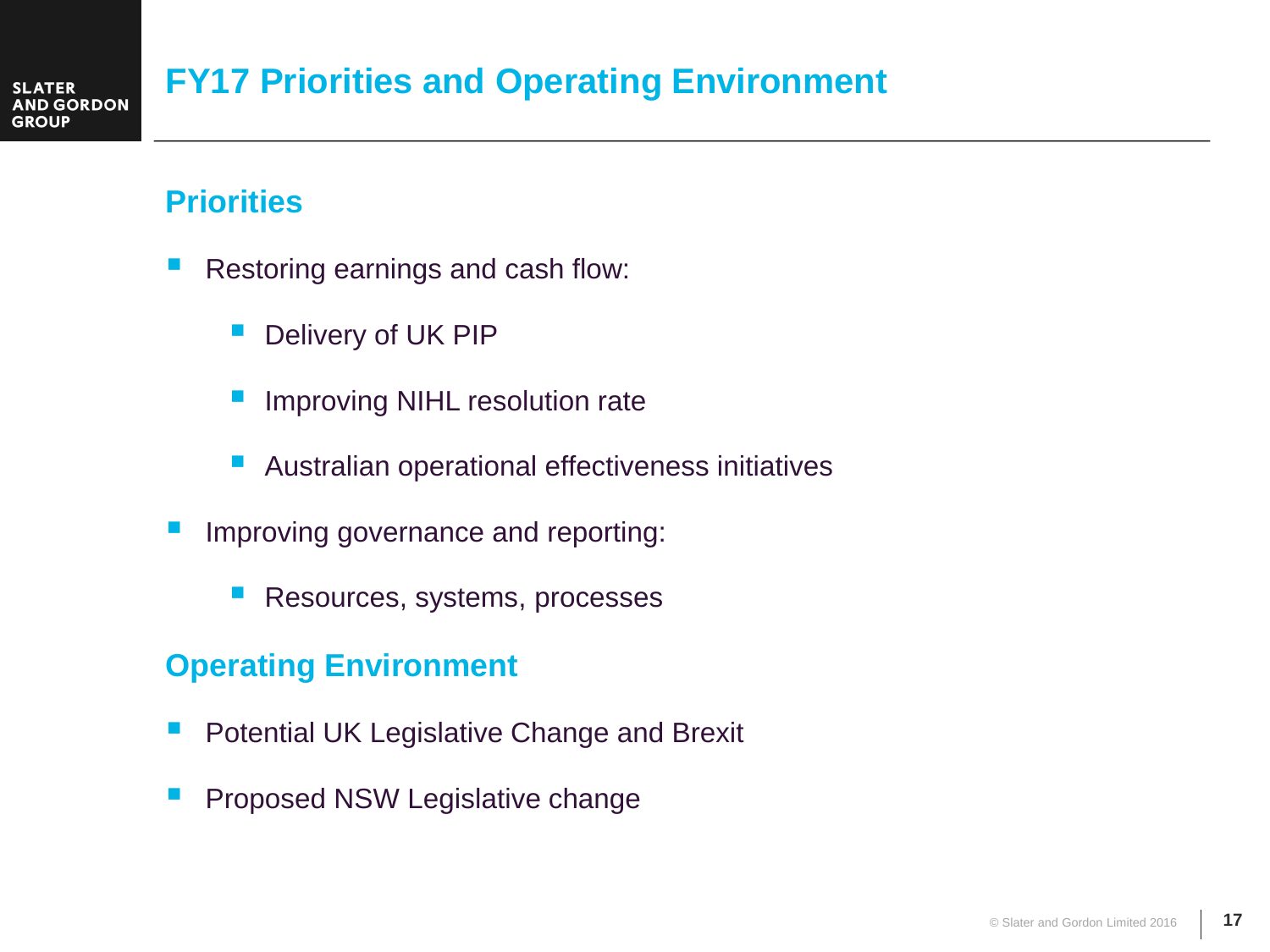# FY17 Priorities and Operating Environment

## Priorities

- Restoring earnings and cash flow:
  - Delivery of UK PIP
  - Improving NIHL resolution rate
  - Australian operational effectiveness initiatives
- Improving governance and reporting:
  - Resources, systems, processes

## Operating Environment

- Potential UK Legislative Change and Brexit
- Proposed NSW Legislative change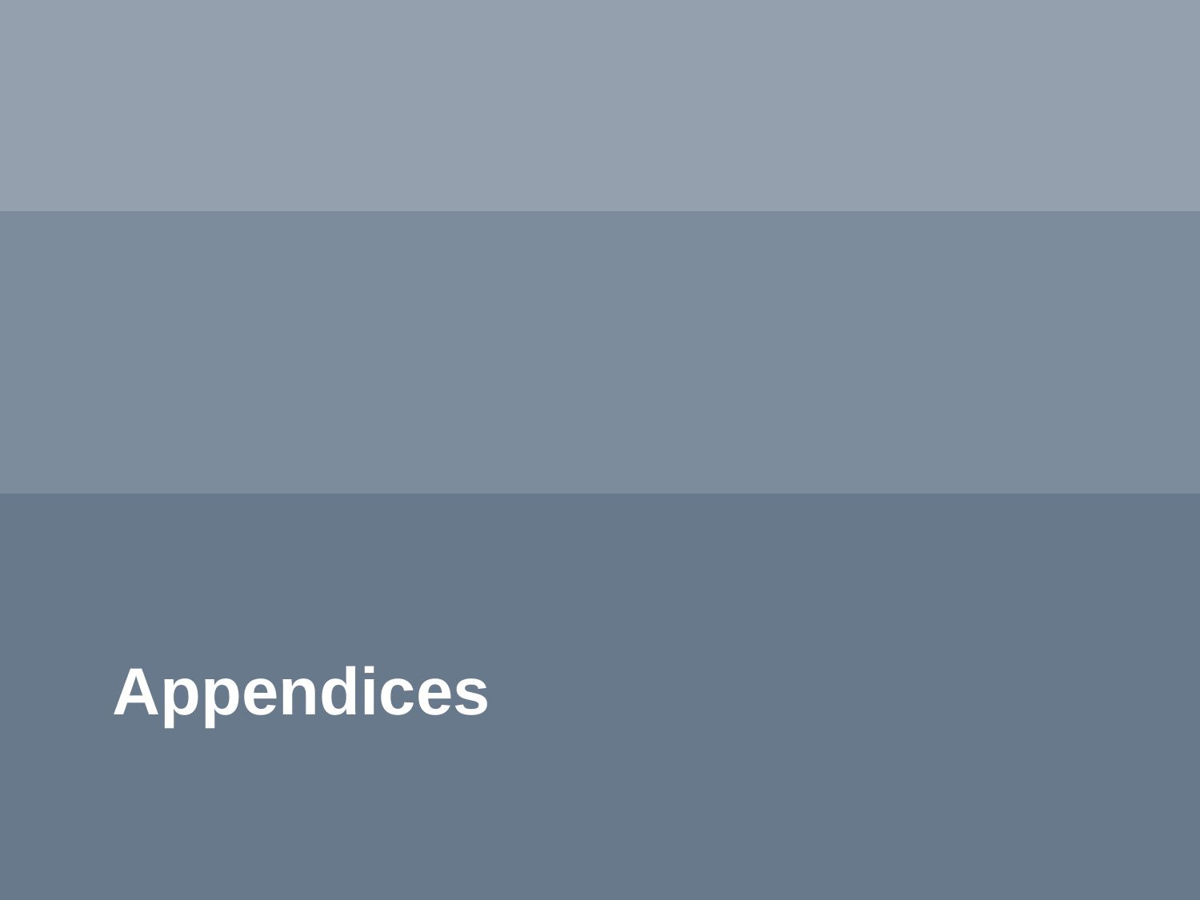# Appendices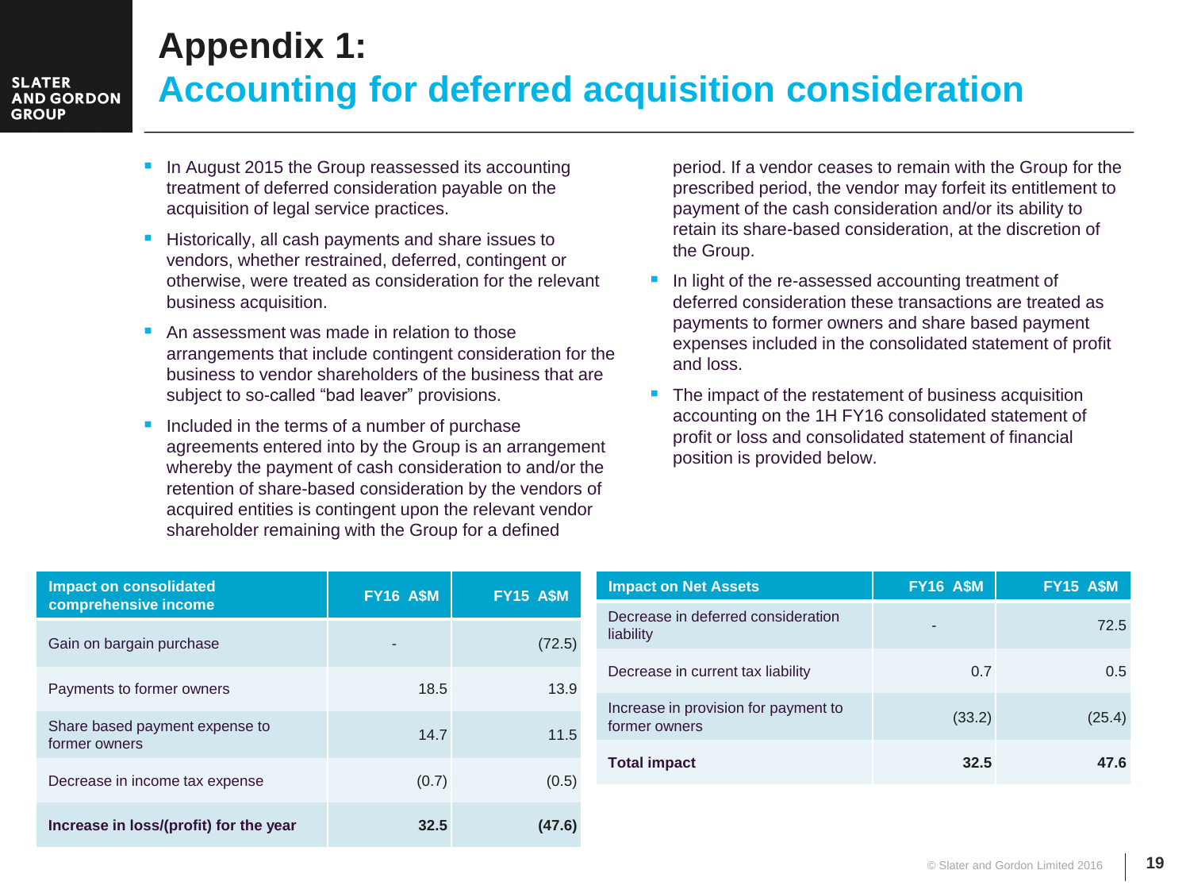# Appendix 1:
## Accounting for deferred acquisition consideration

- In August 2015 the Group reassessed its accounting treatment of deferred consideration payable on the acquisition of legal service practices.
- Historically, all cash payments and share issues to vendors, whether restrained, deferred, contingent or otherwise, were treated as consideration for the relevant business acquisition.
- An assessment was made in relation to those arrangements that include contingent consideration for the business to vendor shareholders of the business that are subject to so-called "bad leaver" provisions.
- Included in the terms of a number of purchase agreements entered into by the Group is an arrangement whereby the payment of cash consideration to and/or the retention of share-based consideration by the vendors of acquired entities is contingent upon the relevant vendor shareholder remaining with the Group for a defined period. If a vendor ceases to remain with the Group for the prescribed period, the vendor may forfeit its entitlement to payment of the cash consideration and/or its ability to retain its share-based consideration, at the discretion of the Group.
- In light of the re-assessed accounting treatment of deferred consideration these transactions are treated as payments to former owners and share based payment expenses included in the consolidated statement of profit and loss.
- The impact of the restatement of business acquisition accounting on the 1H FY16 consolidated statement of profit or loss and consolidated statement of financial position is provided below.

| Impact on consolidated comprehensive income | FY16 A$M | FY15 A$M |
|---|---|---|
| Gain on bargain purchase | - | (72.5) |
| Payments to former owners | 18.5 | 13.9 |
| Share based payment expense to former owners | 14.7 | 11.5 |
| Decrease in income tax expense | (0.7) | (0.5) |
| **Increase in loss/(profit) for the year** | **32.5** | **(47.6)** |

| Impact on Net Assets | FY16 A$M | FY15 A$M |
|---|---|---|
| Decrease in deferred consideration liability | - | 72.5 |
| Decrease in current tax liability | 0.7 | 0.5 |
| Increase in provision for payment to former owners | (33.2) | (25.4) |
| **Total impact** | **32.5** | **47.6** |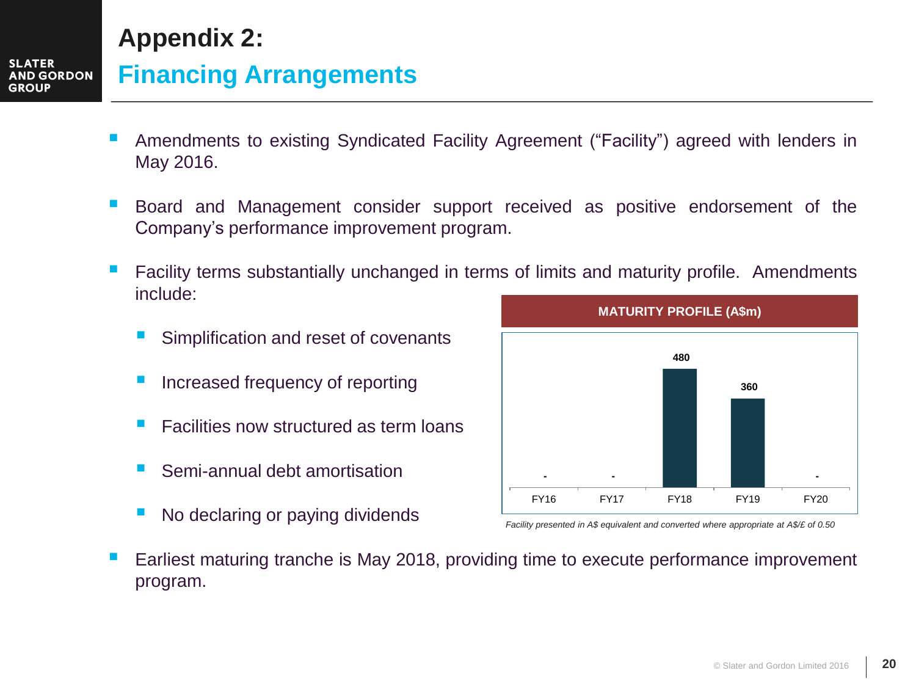# Appendix 2:

## Financing Arrangements

- Amendments to existing Syndicated Facility Agreement ("Facility") agreed with lenders in May 2016.
- Board and Management consider support received as positive endorsement of the Company's performance improvement program.
- Facility terms substantially unchanged in terms of limits and maturity profile. Amendments include:
  - Simplification and reset of covenants
  - Increased frequency of reporting
  - Facilities now structured as term loans
  - Semi-annual debt amortisation
  - No declaring or paying dividends
- Earliest maturing tranche is May 2018, providing time to execute performance improvement program.

**MATURITY PROFILE (A$m)**

| FY16 | FY17 | FY18 | FY19 | FY20 |
|---|---|---|---|---|
| - | - | 480 | 360 | - |

*Facility presented in A$ equivalent and converted where appropriate at A$/£ of 0.50*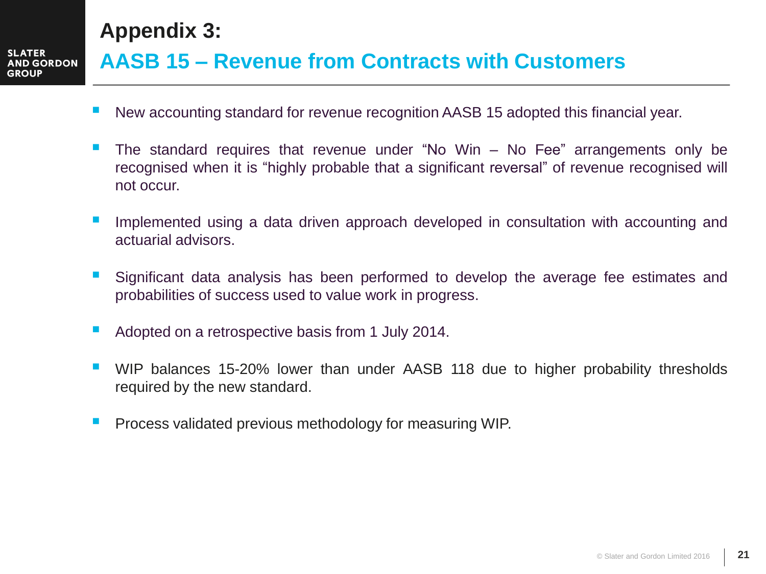# Appendix 3:

## AASB 15 – Revenue from Contracts with Customers

- New accounting standard for revenue recognition AASB 15 adopted this financial year.
- The standard requires that revenue under "No Win – No Fee" arrangements only be recognised when it is "highly probable that a significant reversal" of revenue recognised will not occur.
- Implemented using a data driven approach developed in consultation with accounting and actuarial advisors.
- Significant data analysis has been performed to develop the average fee estimates and probabilities of success used to value work in progress.
- Adopted on a retrospective basis from 1 July 2014.
- WIP balances 15-20% lower than under AASB 118 due to higher probability thresholds required by the new standard.
- Process validated previous methodology for measuring WIP.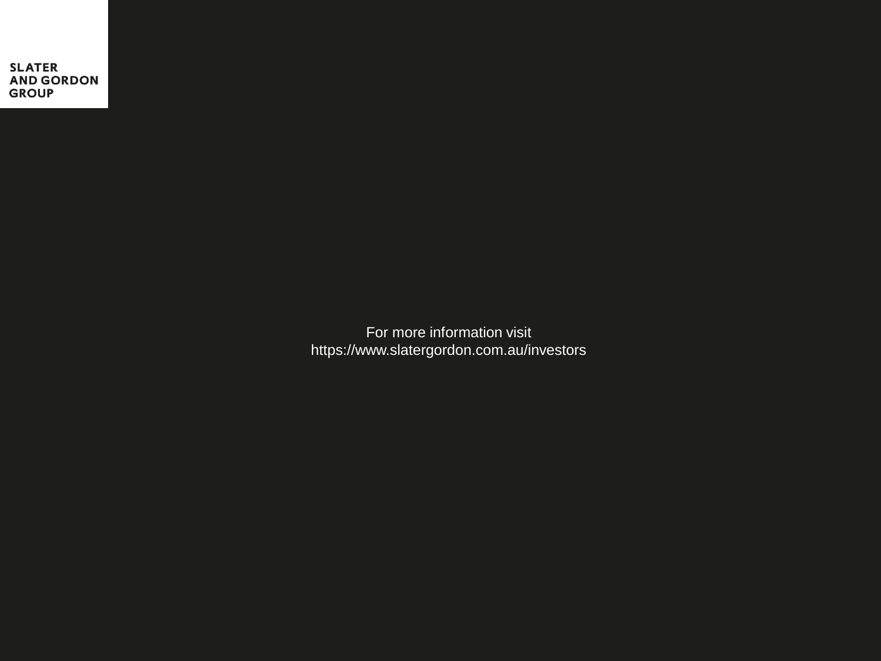SLATER
AND GORDON
GROUP

For more information visit
https://www.slatergordon.com.au/investors